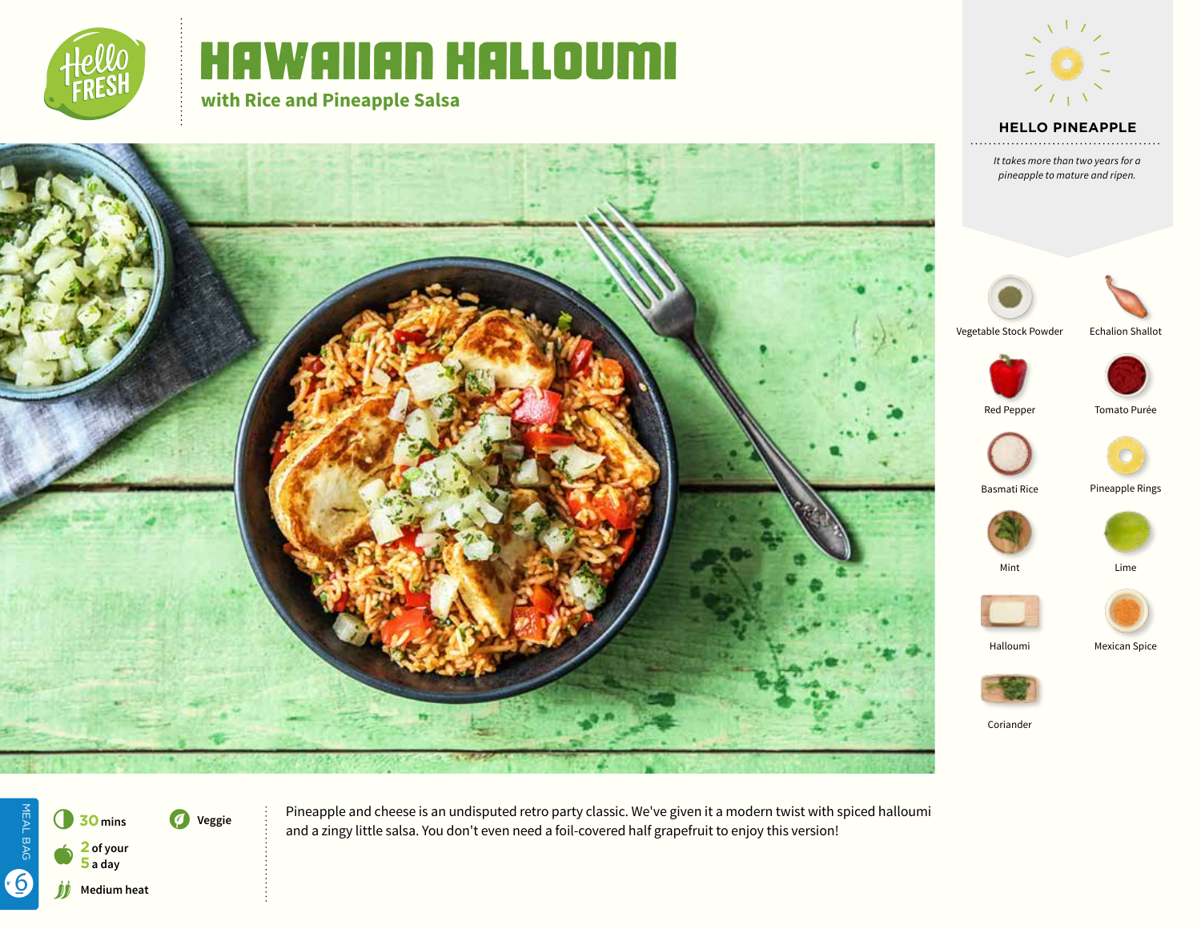# HAWAIIAN HALLOUMI

## with Rice and Pineapple Salsa

### HELLO PINEAPPLE

*It takes more than two years for a pineapple to mature and ripen.*

- Vegetable Stock Powder
- Echalion Shallot
- Red Pepper
- Tomato Purée
- Basmati Rice
- Pineapple Rings
- Mint
- Lime
- Halloumi
- Mexican Spice
- Coriander

MEAL BAG 6

**30 mins**

**Veggie**

**2 of your 5 a day**

**Medium heat**

Pineapple and cheese is an undisputed retro party classic. We've given it a modern twist with spiced halloumi and a zingy little salsa. You don't even need a foil-covered half grapefruit to enjoy this version!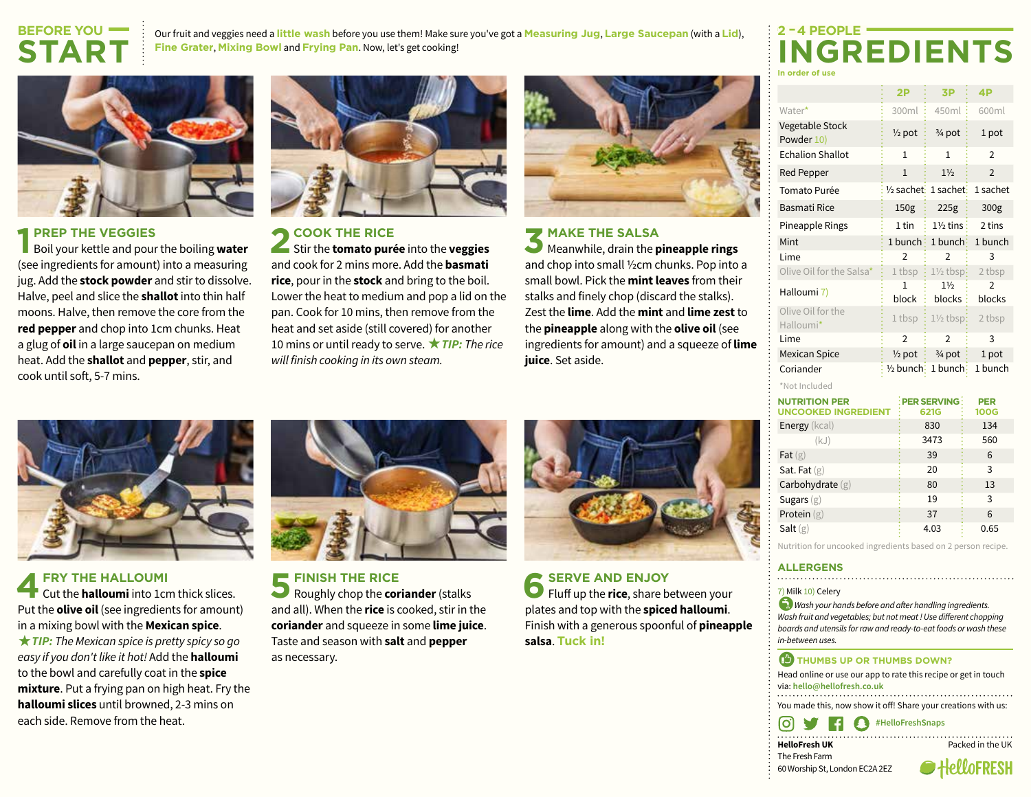## BEFORE YOU START

Our fruit and veggies need a **little wash** before you use them! Make sure you've got a **Measuring Jug**, **Large Saucepan** (with a **Lid**), **Fine Grater**, **Mixing Bowl** and **Frying Pan**. Now, let's get cooking!

### 1 PREP THE VEGGIES

Boil your kettle and pour the boiling **water** (see ingredients for amount) into a measuring jug. Add the **stock powder** and stir to dissolve. Halve, peel and slice the **shallot** into thin half moons. Halve, then remove the core from the **red pepper** and chop into 1cm chunks. Heat a glug of **oil** in a large saucepan on medium heat. Add the **shallot** and **pepper**, stir, and cook until soft, 5-7 mins.

### 2 COOK THE RICE

Stir the **tomato purée** into the **veggies** and cook for 2 mins more. Add the **basmati rice**, pour in the **stock** and bring to the boil. Lower the heat to medium and pop a lid on the pan. Cook for 10 mins, then remove from the heat and set aside (still covered) for another 10 mins or until ready to serve. ★ ***TIP:*** *The rice will finish cooking in its own steam.*

### 3 MAKE THE SALSA

Meanwhile, drain the **pineapple rings** and chop into small ½cm chunks. Pop into a small bowl. Pick the **mint leaves** from their stalks and finely chop (discard the stalks). Zest the **lime**. Add the **mint** and **lime zest** to the **pineapple** along with the **olive oil** (see ingredients for amount) and a squeeze of **lime juice**. Set aside.

### 4 FRY THE HALLOUMI

Cut the **halloumi** into 1cm thick slices. Put the **olive oil** (see ingredients for amount) in a mixing bowl with the **Mexican spice**. ★ ***TIP:*** *The Mexican spice is pretty spicy so go easy if you don't like it hot!* Add the **halloumi** to the bowl and carefully coat in the **spice mixture**. Put a frying pan on high heat. Fry the **halloumi slices** until browned, 2-3 mins on each side. Remove from the heat.

### 5 FINISH THE RICE

Roughly chop the **coriander** (stalks and all). When the **rice** is cooked, stir in the **coriander** and squeeze in some **lime juice**. Taste and season with **salt** and **pepper** as necessary.

### 6 SERVE AND ENJOY

Fluff up the **rice**, share between your plates and top with the **spiced halloumi**. Finish with a generous spoonful of **pineapple salsa**. **Tuck in!**

## 2 - 4 PEOPLE INGREDIENTS

In order of use

| | 2P | 3P | 4P |
|---|---|---|---|
| Water* | 300ml | 450ml | 600ml |
| Vegetable Stock Powder 10) | ½ pot | ¾ pot | 1 pot |
| Echalion Shallot | 1 | 1 | 2 |
| Red Pepper | 1 | 1½ | 2 |
| Tomato Purée | ½ sachet | 1 sachet | 1 sachet |
| Basmati Rice | 150g | 225g | 300g |
| Pineapple Rings | 1 tin | 1½ tins | 2 tins |
| Mint | 1 bunch | 1 bunch | 1 bunch |
| Lime | 2 | 2 | 3 |
| Olive Oil for the Salsa* | 1 tbsp | 1½ tbsp | 2 tbsp |
| Halloumi 7) | 1 block | 1½ blocks | 2 blocks |
| Olive Oil for the Halloumi* | 1 tbsp | 1½ tbsp | 2 tbsp |
| Lime | 2 | 2 | 3 |
| Mexican Spice | ½ pot | ¾ pot | 1 pot |
| Coriander | ½ bunch | 1 bunch | 1 bunch |

*Not Included

| NUTRITION PER UNCOOKED INGREDIENT | PER SERVING 621G | PER 100G |
|---|---|---|
| Energy (kcal) | 830 | 134 |
| (kJ) | 3473 | 560 |
| Fat (g) | 39 | 6 |
| Sat. Fat (g) | 20 | 3 |
| Carbohydrate (g) | 80 | 13 |
| Sugars (g) | 19 | 3 |
| Protein (g) | 37 | 6 |
| Salt (g) | 4.03 | 0.65 |

Nutrition for uncooked ingredients based on 2 person recipe.

### ALLERGENS

7) Milk 10) Celery

*Wash your hands before and after handling ingredients. Wash fruit and vegetables; but not meat ! Use different chopping boards and utensils for raw and ready-to-eat foods or wash these in-between uses.*

### THUMBS UP OR THUMBS DOWN?

Head online or use our app to rate this recipe or get in touch via: hello@hellofresh.co.uk

You made this, now show it off! Share your creations with us:

#HelloFreshSnaps

**HelloFresh UK**
The Fresh Farm
60 Worship St, London EC2A 2EZ

Packed in the UK

HelloFRESH